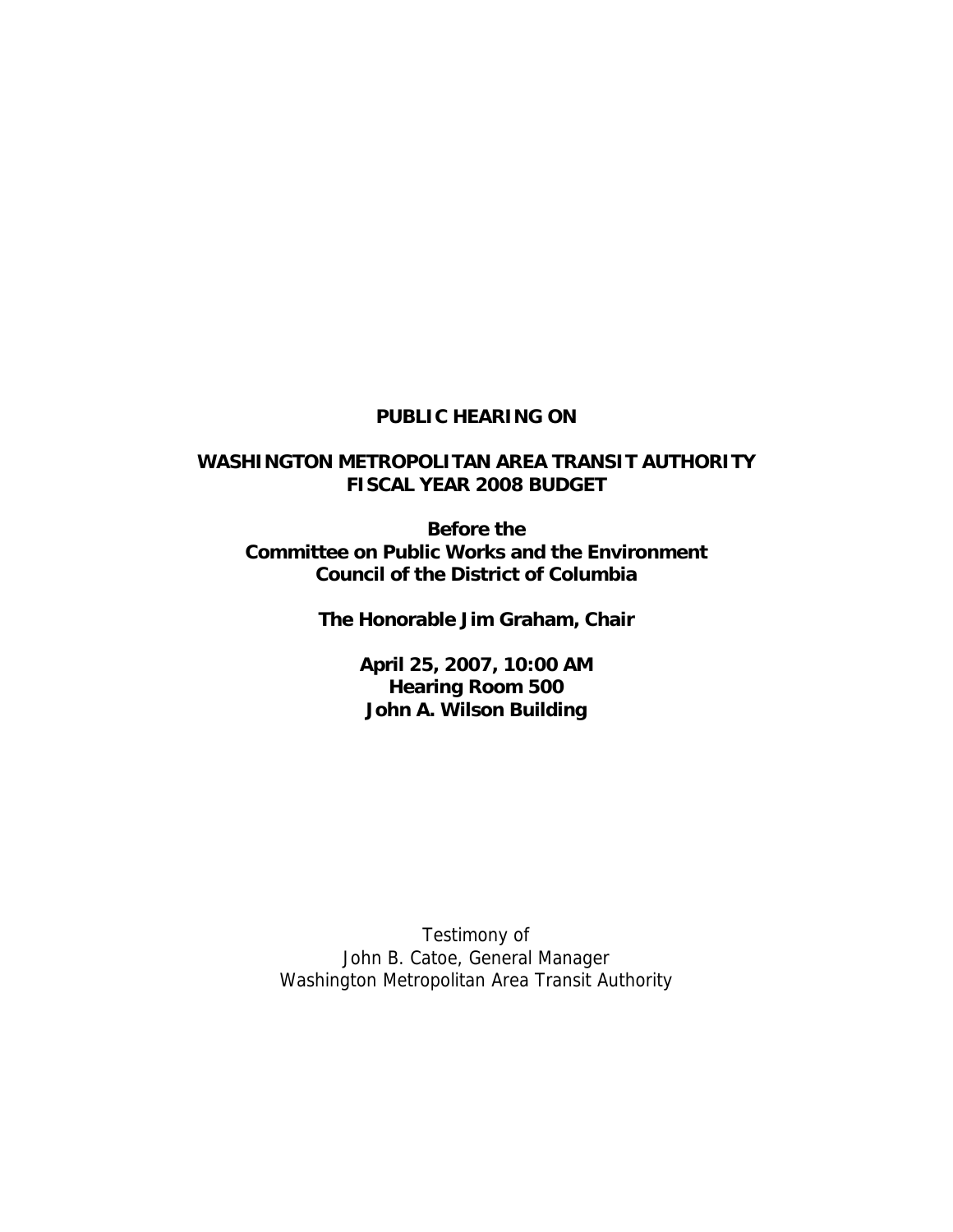**PUBLIC HEARING ON**

**WASHINGTON METROPOLITAN AREA TRANSIT AUTHORITY**
**FISCAL YEAR 2008 BUDGET**

**Before the**
**Committee on Public Works and the Environment**
**Council of the District of Columbia**

**The Honorable Jim Graham, Chair**

**April 25, 2007, 10:00 AM**
**Hearing Room 500**
**John A. Wilson Building**

Testimony of
John B. Catoe, General Manager
Washington Metropolitan Area Transit Authority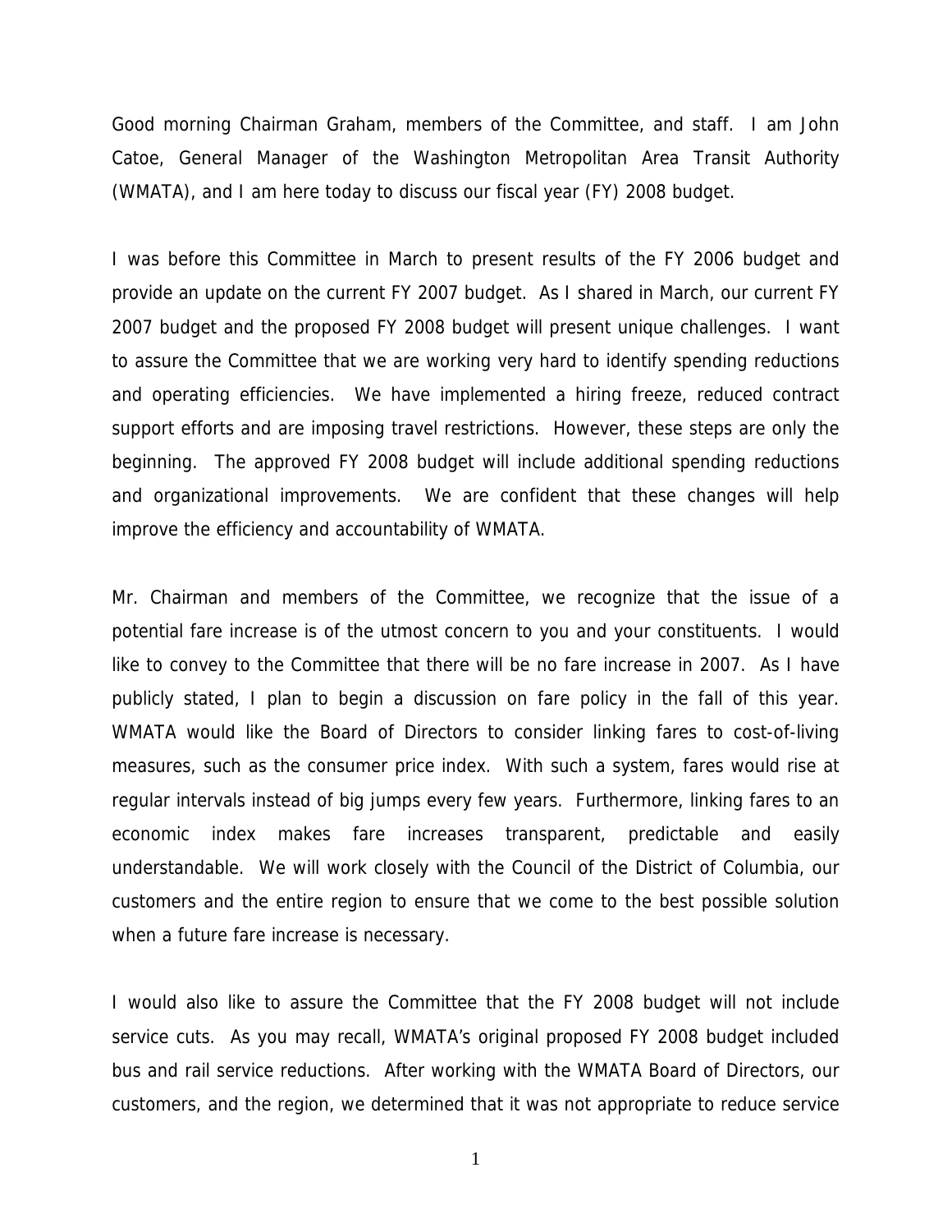Good morning Chairman Graham, members of the Committee, and staff. I am John Catoe, General Manager of the Washington Metropolitan Area Transit Authority (WMATA), and I am here today to discuss our fiscal year (FY) 2008 budget.

I was before this Committee in March to present results of the FY 2006 budget and provide an update on the current FY 2007 budget. As I shared in March, our current FY 2007 budget and the proposed FY 2008 budget will present unique challenges. I want to assure the Committee that we are working very hard to identify spending reductions and operating efficiencies. We have implemented a hiring freeze, reduced contract support efforts and are imposing travel restrictions. However, these steps are only the beginning. The approved FY 2008 budget will include additional spending reductions and organizational improvements. We are confident that these changes will help improve the efficiency and accountability of WMATA.

Mr. Chairman and members of the Committee, we recognize that the issue of a potential fare increase is of the utmost concern to you and your constituents. I would like to convey to the Committee that there will be no fare increase in 2007. As I have publicly stated, I plan to begin a discussion on fare policy in the fall of this year. WMATA would like the Board of Directors to consider linking fares to cost-of-living measures, such as the consumer price index. With such a system, fares would rise at regular intervals instead of big jumps every few years. Furthermore, linking fares to an economic index makes fare increases transparent, predictable and easily understandable. We will work closely with the Council of the District of Columbia, our customers and the entire region to ensure that we come to the best possible solution when a future fare increase is necessary.

I would also like to assure the Committee that the FY 2008 budget will not include service cuts. As you may recall, WMATA's original proposed FY 2008 budget included bus and rail service reductions. After working with the WMATA Board of Directors, our customers, and the region, we determined that it was not appropriate to reduce service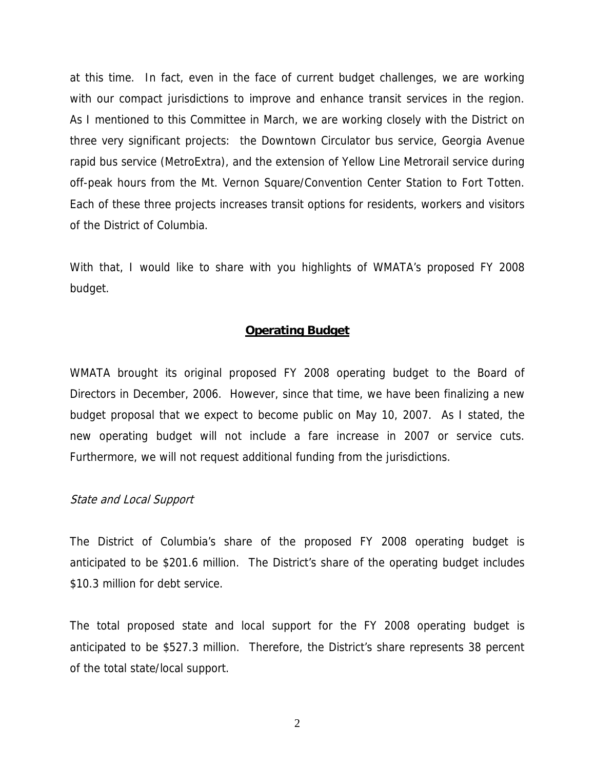at this time. In fact, even in the face of current budget challenges, we are working with our compact jurisdictions to improve and enhance transit services in the region. As I mentioned to this Committee in March, we are working closely with the District on three very significant projects: the Downtown Circulator bus service, Georgia Avenue rapid bus service (MetroExtra), and the extension of Yellow Line Metrorail service during off-peak hours from the Mt. Vernon Square/Convention Center Station to Fort Totten. Each of these three projects increases transit options for residents, workers and visitors of the District of Columbia.

With that, I would like to share with you highlights of WMATA's proposed FY 2008 budget.

## **Operating Budget**

WMATA brought its original proposed FY 2008 operating budget to the Board of Directors in December, 2006. However, since that time, we have been finalizing a new budget proposal that we expect to become public on May 10, 2007. As I stated, the new operating budget will not include a fare increase in 2007 or service cuts. Furthermore, we will not request additional funding from the jurisdictions.

*State and Local Support*

The District of Columbia's share of the proposed FY 2008 operating budget is anticipated to be $201.6 million. The District's share of the operating budget includes $10.3 million for debt service.

The total proposed state and local support for the FY 2008 operating budget is anticipated to be $527.3 million. Therefore, the District's share represents 38 percent of the total state/local support.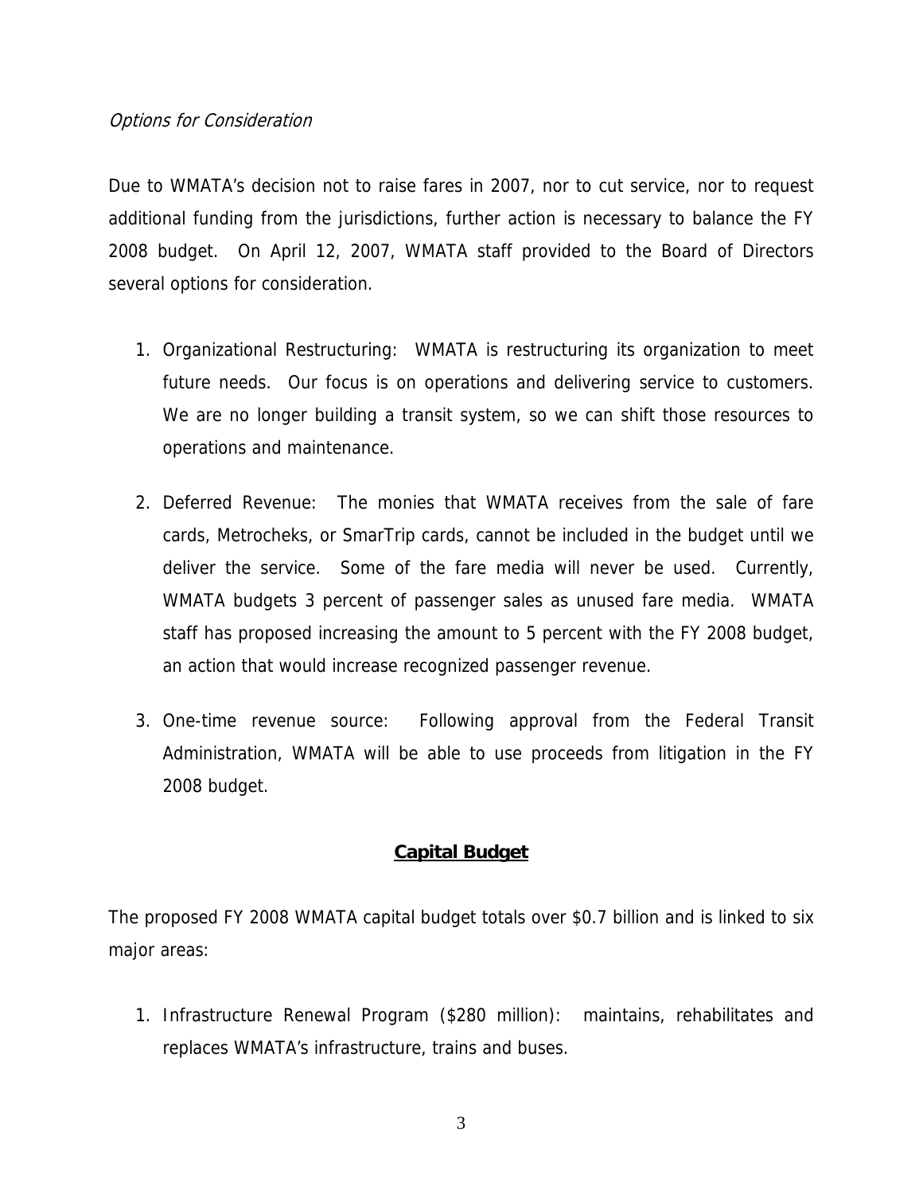*Options for Consideration*

Due to WMATA's decision not to raise fares in 2007, nor to cut service, nor to request additional funding from the jurisdictions, further action is necessary to balance the FY 2008 budget. On April 12, 2007, WMATA staff provided to the Board of Directors several options for consideration.

1. Organizational Restructuring: WMATA is restructuring its organization to meet future needs. Our focus is on operations and delivering service to customers. We are no longer building a transit system, so we can shift those resources to operations and maintenance.

2. Deferred Revenue: The monies that WMATA receives from the sale of fare cards, Metrocheks, or SmarTrip cards, cannot be included in the budget until we deliver the service. Some of the fare media will never be used. Currently, WMATA budgets 3 percent of passenger sales as unused fare media. WMATA staff has proposed increasing the amount to 5 percent with the FY 2008 budget, an action that would increase recognized passenger revenue.

3. One-time revenue source: Following approval from the Federal Transit Administration, WMATA will be able to use proceeds from litigation in the FY 2008 budget.

## **Capital Budget**

The proposed FY 2008 WMATA capital budget totals over $0.7 billion and is linked to six major areas:

1. Infrastructure Renewal Program ($280 million): maintains, rehabilitates and replaces WMATA's infrastructure, trains and buses.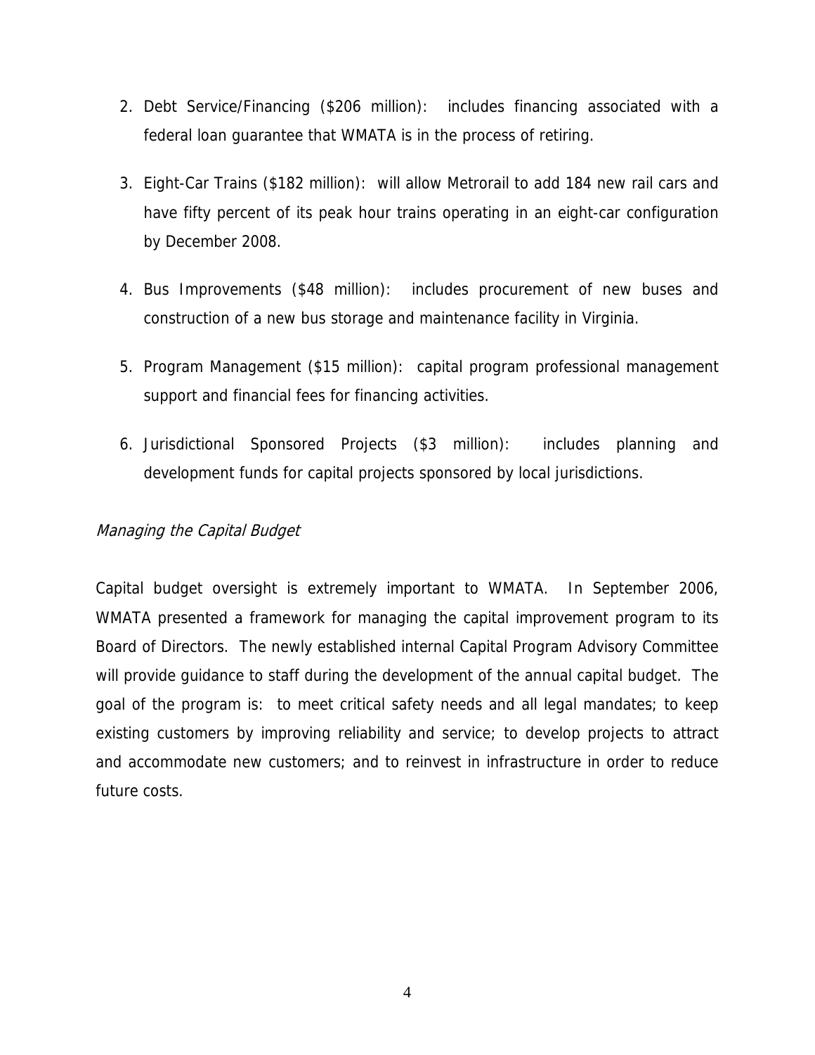2. Debt Service/Financing ($206 million): includes financing associated with a federal loan guarantee that WMATA is in the process of retiring.

3. Eight-Car Trains ($182 million): will allow Metrorail to add 184 new rail cars and have fifty percent of its peak hour trains operating in an eight-car configuration by December 2008.

4. Bus Improvements ($48 million): includes procurement of new buses and construction of a new bus storage and maintenance facility in Virginia.

5. Program Management ($15 million): capital program professional management support and financial fees for financing activities.

6. Jurisdictional Sponsored Projects ($3 million): includes planning and development funds for capital projects sponsored by local jurisdictions.

*Managing the Capital Budget*

Capital budget oversight is extremely important to WMATA. In September 2006, WMATA presented a framework for managing the capital improvement program to its Board of Directors. The newly established internal Capital Program Advisory Committee will provide guidance to staff during the development of the annual capital budget. The goal of the program is: to meet critical safety needs and all legal mandates; to keep existing customers by improving reliability and service; to develop projects to attract and accommodate new customers; and to reinvest in infrastructure in order to reduce future costs.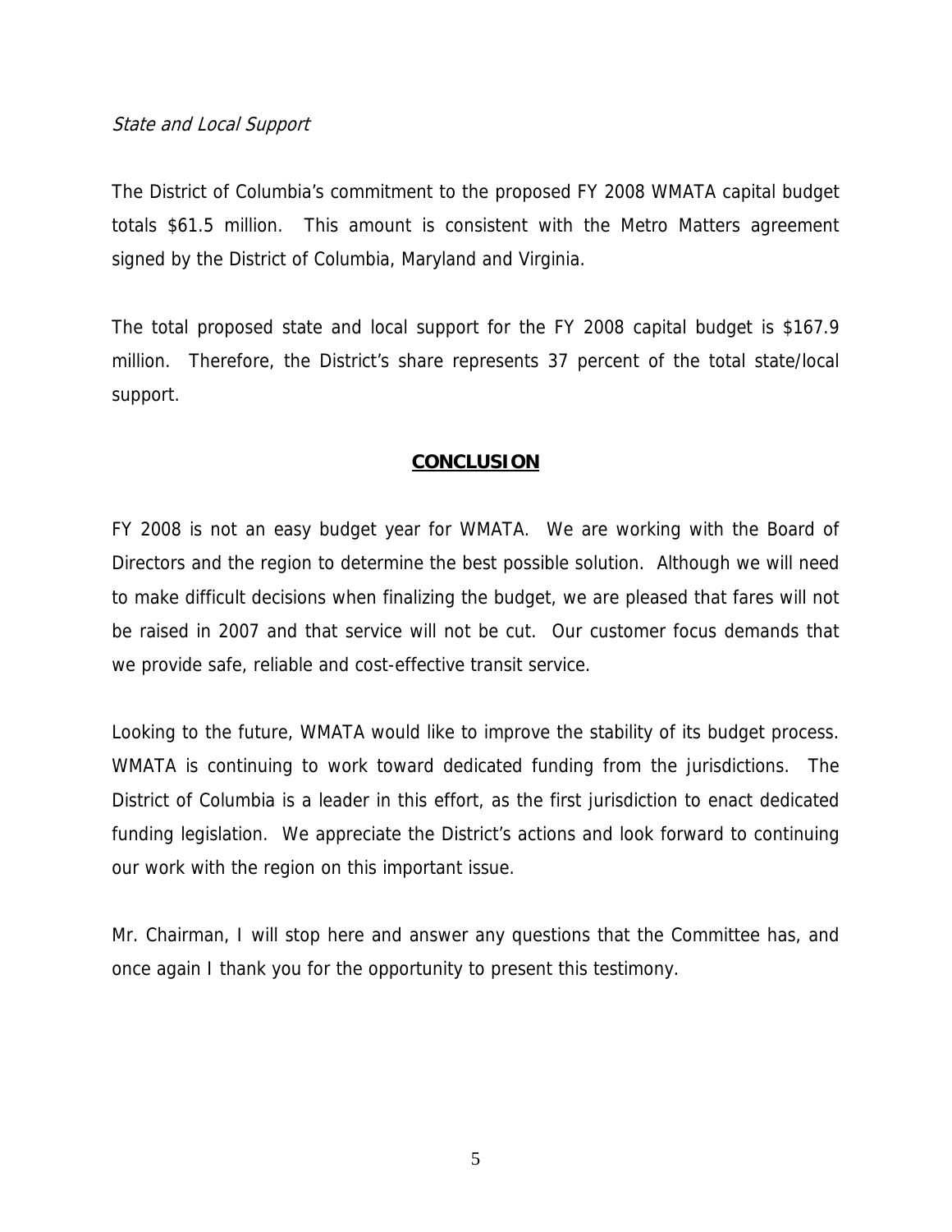*State and Local Support*

The District of Columbia's commitment to the proposed FY 2008 WMATA capital budget totals $61.5 million. This amount is consistent with the Metro Matters agreement signed by the District of Columbia, Maryland and Virginia.

The total proposed state and local support for the FY 2008 capital budget is $167.9 million. Therefore, the District's share represents 37 percent of the total state/local support.

## **CONCLUSION**

FY 2008 is not an easy budget year for WMATA. We are working with the Board of Directors and the region to determine the best possible solution. Although we will need to make difficult decisions when finalizing the budget, we are pleased that fares will not be raised in 2007 and that service will not be cut. Our customer focus demands that we provide safe, reliable and cost-effective transit service.

Looking to the future, WMATA would like to improve the stability of its budget process. WMATA is continuing to work toward dedicated funding from the jurisdictions. The District of Columbia is a leader in this effort, as the first jurisdiction to enact dedicated funding legislation. We appreciate the District's actions and look forward to continuing our work with the region on this important issue.

Mr. Chairman, I will stop here and answer any questions that the Committee has, and once again I thank you for the opportunity to present this testimony.